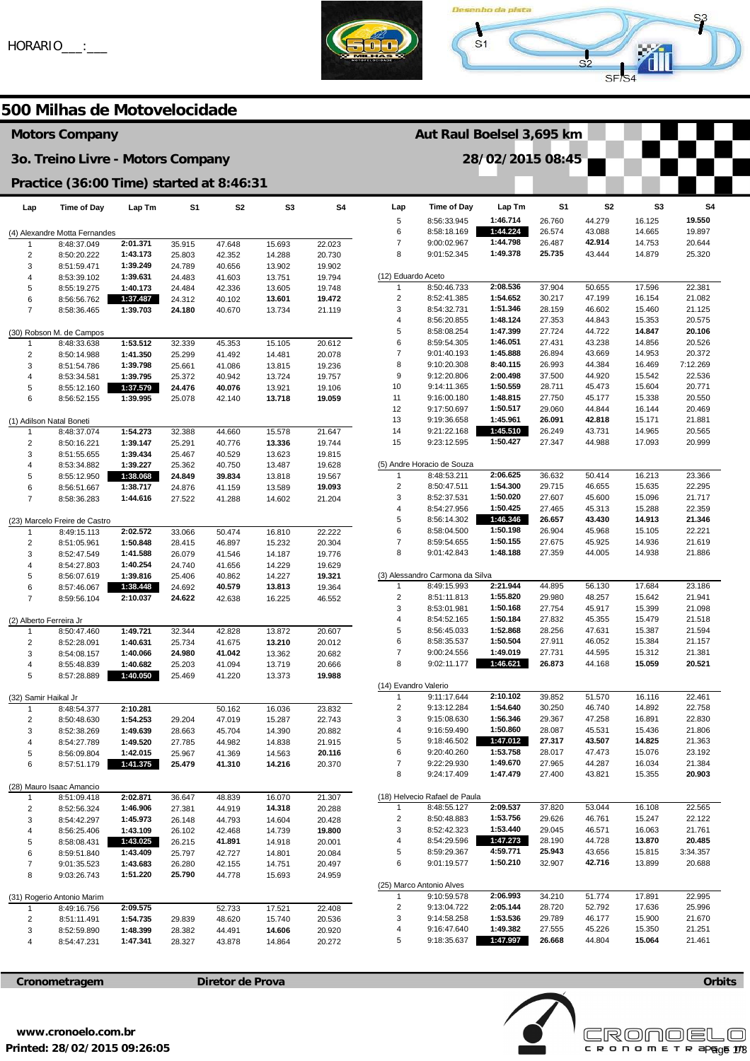HORARIO___:___

# 500 Milhas de Motovelocidade

## Motors Company

**Aut Raul Boelsel 3,695 km**

**3o. Treino Livre - Motors Company**

**28/02/2015 08:45**

**Practice (36:00 Time) started at 8:46:31**

| Lap | Time of Day | Lap Tm | S1 | S2 | S3 | S4 |
|---|---|---|---|---|---|---|
| (4) Alexandre Motta Fernandes | | | | | | |
| 1 | 8:48:37.049 | 2:01.371 | 35.915 | 47.648 | 15.693 | 22.023 |
| 2 | 8:50:20.222 | 1:43.173 | 25.803 | 42.352 | 14.288 | 20.730 |
| 3 | 8:51:59.471 | 1:39.249 | 24.789 | 40.656 | 13.902 | 19.902 |
| 4 | 8:53:39.102 | 1:39.631 | 24.483 | 41.603 | 13.751 | 19.794 |
| 5 | 8:55:19.275 | 1:40.173 | 24.484 | 42.336 | 13.605 | 19.748 |
| 6 | 8:56:56.762 | 1:37.487 | 24.312 | 40.102 | 13.601 | 19.472 |
| 7 | 8:58:36.465 | 1:39.703 | 24.180 | 40.670 | 13.734 | 21.119 |
| (30) Robson M. de Campos | | | | | | |
| 1 | 8:48:33.638 | 1:53.512 | 32.339 | 45.353 | 15.105 | 20.612 |
| 2 | 8:50:14.988 | 1:41.350 | 25.299 | 41.492 | 14.481 | 20.078 |
| 3 | 8:51:54.786 | 1:39.798 | 25.661 | 41.086 | 13.815 | 19.236 |
| 4 | 8:53:34.581 | 1:39.795 | 25.372 | 40.942 | 13.724 | 19.757 |
| 5 | 8:55:12.160 | 1:37.579 | 24.476 | 40.076 | 13.921 | 19.106 |
| 6 | 8:56:52.155 | 1:39.995 | 25.078 | 42.140 | 13.718 | 19.059 |
| (1) Adilson Natal Boneti | | | | | | |
| 1 | 8:48:37.074 | 1:54.273 | 32.388 | 44.660 | 15.578 | 21.647 |
| 2 | 8:50:16.221 | 1:39.147 | 25.291 | 40.776 | 13.336 | 19.744 |
| 3 | 8:51:55.655 | 1:39.434 | 25.467 | 40.529 | 13.623 | 19.815 |
| 4 | 8:53:34.882 | 1:39.227 | 25.362 | 40.750 | 13.487 | 19.628 |
| 5 | 8:55:12.950 | 1:38.068 | 24.849 | 39.834 | 13.818 | 19.567 |
| 6 | 8:56:51.667 | 1:38.717 | 24.876 | 41.159 | 13.589 | 19.093 |
| 7 | 8:58:36.283 | 1:44.616 | 27.522 | 41.288 | 14.602 | 21.204 |
| (23) Marcelo Freire de Castro | | | | | | |
| 1 | 8:49:15.113 | 2:02.572 | 33.066 | 50.474 | 16.810 | 22.222 |
| 2 | 8:51:05.961 | 1:50.848 | 28.415 | 46.897 | 15.232 | 20.304 |
| 3 | 8:52:47.549 | 1:41.588 | 26.079 | 41.546 | 14.187 | 19.776 |
| 4 | 8:54:27.803 | 1:40.254 | 24.740 | 41.656 | 14.229 | 19.629 |
| 5 | 8:56:07.619 | 1:39.816 | 25.406 | 40.862 | 14.227 | 19.321 |
| 6 | 8:57:46.067 | 1:38.448 | 24.692 | 40.579 | 13.813 | 19.364 |
| 7 | 8:59:56.104 | 2:10.037 | 24.622 | 42.638 | 16.225 | 46.552 |
| (2) Alberto Ferreira Jr | | | | | | |
| 1 | 8:50:47.460 | 1:49.721 | 32.344 | 42.828 | 13.872 | 20.607 |
| 2 | 8:52:28.091 | 1:40.631 | 25.734 | 41.675 | 13.210 | 20.012 |
| 3 | 8:54:08.157 | 1:40.066 | 24.980 | 41.042 | 13.362 | 20.682 |
| 4 | 8:55:48.839 | 1:40.682 | 25.203 | 41.094 | 13.719 | 20.666 |
| 5 | 8:57:28.889 | 1:40.050 | 25.469 | 41.220 | 13.373 | 19.988 |
| (32) Samir Haikal Jr | | | | | | |
| 1 | 8:48:54.377 | 2:10.281 | | 50.162 | 16.036 | 23.832 |
| 2 | 8:50:48.630 | 1:54.253 | 29.204 | 47.019 | 15.287 | 22.743 |
| 3 | 8:52:38.269 | 1:49.639 | 28.663 | 45.704 | 14.390 | 20.882 |
| 4 | 8:54:27.789 | 1:49.520 | 27.785 | 44.982 | 14.838 | 21.915 |
| 5 | 8:56:09.804 | 1:42.015 | 25.967 | 41.369 | 14.563 | 20.116 |
| 6 | 8:57:51.179 | 1:41.375 | 25.479 | 41.310 | 14.216 | 20.370 |
| (28) Mauro Isaac Amancio | | | | | | |
| 1 | 8:51:09.418 | 2:02.871 | 36.647 | 48.839 | 16.070 | 21.307 |
| 2 | 8:52:56.324 | 1:46.906 | 27.381 | 44.919 | 14.318 | 20.288 |
| 3 | 8:54:42.297 | 1:45.973 | 26.148 | 44.793 | 14.604 | 20.428 |
| 4 | 8:56:25.406 | 1:43.109 | 26.102 | 42.468 | 14.739 | 19.800 |
| 5 | 8:58:08.431 | 1:43.025 | 26.215 | 41.891 | 14.918 | 20.001 |
| 6 | 8:59:51.840 | 1:43.409 | 25.797 | 42.727 | 14.801 | 20.084 |
| 7 | 9:01:35.523 | 1:43.683 | 26.280 | 42.155 | 14.751 | 20.497 |
| 8 | 9:03:26.743 | 1:51.220 | 25.790 | 44.778 | 15.693 | 24.959 |
| (31) Rogerio Antonio Marim | | | | | | |
| 1 | 8:49:16.756 | 2:09.575 | | 52.733 | 17.521 | 22.408 |
| 2 | 8:51:11.491 | 1:54.735 | 29.839 | 48.620 | 15.740 | 20.536 |
| 3 | 8:52:59.890 | 1:48.399 | 28.382 | 44.491 | 14.606 | 20.920 |
| 4 | 8:54:47.231 | 1:47.341 | 28.327 | 43.878 | 14.864 | 20.272 |
| 5 | 8:56:33.945 | 1:46.714 | 26.760 | 44.279 | 16.125 | 19.550 |
| 6 | 8:58:18.169 | 1:44.224 | 26.574 | 43.088 | 14.665 | 19.897 |
| 7 | 9:00:02.967 | 1:44.798 | 26.487 | 42.914 | 14.753 | 20.644 |
| 8 | 9:01:52.345 | 1:49.378 | 25.735 | 43.444 | 14.879 | 25.320 |
| (12) Eduardo Aceto | | | | | | |
| 1 | 8:50:46.733 | 2:08.536 | 37.904 | 50.655 | 17.596 | 22.381 |
| 2 | 8:52:41.385 | 1:54.652 | 30.217 | 47.199 | 16.154 | 21.082 |
| 3 | 8:54:32.731 | 1:51.346 | 28.159 | 46.602 | 15.460 | 21.125 |
| 4 | 8:56:20.855 | 1:48.124 | 27.353 | 44.843 | 15.353 | 20.575 |
| 5 | 8:58:08.254 | 1:47.399 | 27.724 | 44.722 | 14.847 | 20.106 |
| 6 | 8:59:54.305 | 1:46.051 | 27.431 | 43.238 | 14.856 | 20.526 |
| 7 | 9:01:40.193 | 1:45.888 | 26.894 | 43.669 | 14.953 | 20.372 |
| 8 | 9:10:20.308 | 8:40.115 | 26.993 | 44.384 | 16.469 | 7:12.269 |
| 9 | 9:12:20.806 | 2:00.498 | 37.500 | 44.920 | 15.542 | 22.536 |
| 10 | 9:14:11.365 | 1:50.559 | 28.711 | 45.473 | 15.604 | 20.771 |
| 11 | 9:16:00.180 | 1:48.815 | 27.750 | 45.177 | 15.338 | 20.550 |
| 12 | 9:17:50.697 | 1:50.517 | 29.060 | 44.844 | 16.144 | 20.469 |
| 13 | 9:19:36.658 | 1:45.961 | 27.468 | 42.818 | 15.171 | 21.881 |
| 14 | 9:21:22.168 | 1:45.510 | 26.249 | 43.731 | 14.965 | 20.565 |
| 15 | 9:23:12.595 | 1:50.427 | 27.347 | 44.988 | 17.093 | 20.999 |
| (5) Andre Horacio de Souza | | | | | | |
| 1 | 8:48:53.211 | 2:06.625 | 36.632 | 50.414 | 16.213 | 23.366 |
| 2 | 8:50:47.511 | 1:54.300 | 29.715 | 46.655 | 15.635 | 22.295 |
| 3 | 8:52:37.531 | 1:50.020 | 27.607 | 45.600 | 15.096 | 21.717 |
| 4 | 8:54:27.956 | 1:50.425 | 27.465 | 45.313 | 15.288 | 22.359 |
| 5 | 8:56:14.302 | 1:46.346 | 26.657 | 43.430 | 14.913 | 21.346 |
| 6 | 8:58:04.500 | 1:50.198 | 26.904 | 45.968 | 15.105 | 22.221 |
| 7 | 8:59:54.655 | 1:50.155 | 27.675 | 45.925 | 14.936 | 21.619 |
| 8 | 9:01:42.843 | 1:48.188 | 27.359 | 44.005 | 14.938 | 21.886 |
| (3) Alessandro Carmona da Silva | | | | | | |
| 1 | 8:49:15.993 | 2:21.944 | 44.895 | 56.130 | 17.684 | 23.186 |
| 2 | 8:51:11.813 | 1:55.820 | 29.980 | 48.257 | 15.642 | 21.941 |
| 3 | 8:53:01.981 | 1:50.168 | 27.754 | 45.917 | 15.399 | 21.098 |
| 4 | 8:54:52.165 | 1:50.184 | 27.832 | 45.355 | 15.479 | 21.518 |
| 5 | 8:56:45.033 | 1:52.868 | 28.256 | 47.631 | 15.387 | 21.594 |
| 6 | 8:58:35.537 | 1:50.504 | 27.911 | 46.052 | 15.384 | 21.157 |
| 7 | 9:00:24.556 | 1:49.019 | 27.731 | 44.595 | 15.312 | 21.381 |
| 8 | 9:02:11.177 | 1:46.621 | 26.873 | 44.168 | 15.059 | 20.521 |
| (14) Evandro Valerio | | | | | | |
| 1 | 9:11:17.644 | 2:10.102 | 39.852 | 51.570 | 16.116 | 22.461 |
| 2 | 9:13:12.284 | 1:54.640 | 30.250 | 46.740 | 14.892 | 22.758 |
| 3 | 9:15:08.630 | 1:56.346 | 29.367 | 47.258 | 16.891 | 22.830 |
| 4 | 9:16:59.490 | 1:50.860 | 28.087 | 45.531 | 15.436 | 21.806 |
| 5 | 9:18:46.502 | 1:47.012 | 27.317 | 43.507 | 14.825 | 21.363 |
| 6 | 9:20:40.260 | 1:53.758 | 28.017 | 47.473 | 15.076 | 23.192 |
| 7 | 9:22:29.930 | 1:49.670 | 27.965 | 44.287 | 16.034 | 21.384 |
| 8 | 9:24:17.409 | 1:47.479 | 27.400 | 43.821 | 15.355 | 20.903 |
| (18) Helvecio Rafael de Paula | | | | | | |
| 1 | 8:48:55.127 | 2:09.537 | 37.820 | 53.044 | 16.108 | 22.565 |
| 2 | 8:50:48.883 | 1:53.756 | 29.626 | 46.761 | 15.247 | 22.122 |
| 3 | 8:52:42.323 | 1:53.440 | 29.045 | 46.571 | 16.063 | 21.761 |
| 4 | 8:54:29.596 | 1:47.273 | 28.190 | 44.728 | 13.870 | 20.485 |
| 5 | 8:59:29.367 | 4:59.771 | 25.943 | 43.656 | 15.815 | 3:34.357 |
| 6 | 9:01:19.577 | 1:50.210 | 32.907 | 42.716 | 13.899 | 20.688 |
| (25) Marco Antonio Alves | | | | | | |
| 1 | 9:10:59.578 | 2:06.993 | 34.210 | 51.774 | 17.891 | 22.995 |
| 2 | 9:13:04.722 | 2:05.144 | 28.720 | 52.792 | 17.636 | 25.996 |
| 3 | 9:14:58.258 | 1:53.536 | 29.789 | 46.177 | 15.900 | 21.670 |
| 4 | 9:16:47.640 | 1:49.382 | 27.555 | 45.226 | 15.350 | 21.251 |
| 5 | 9:18:35.637 | 1:47.997 | 26.668 | 44.804 | 15.064 | 21.461 |

**Cronometragem** | **Diretor de Prova** | **Orbits**

**www.cronoelo.com.br**

**Printed: 28/02/2015 09:26:05**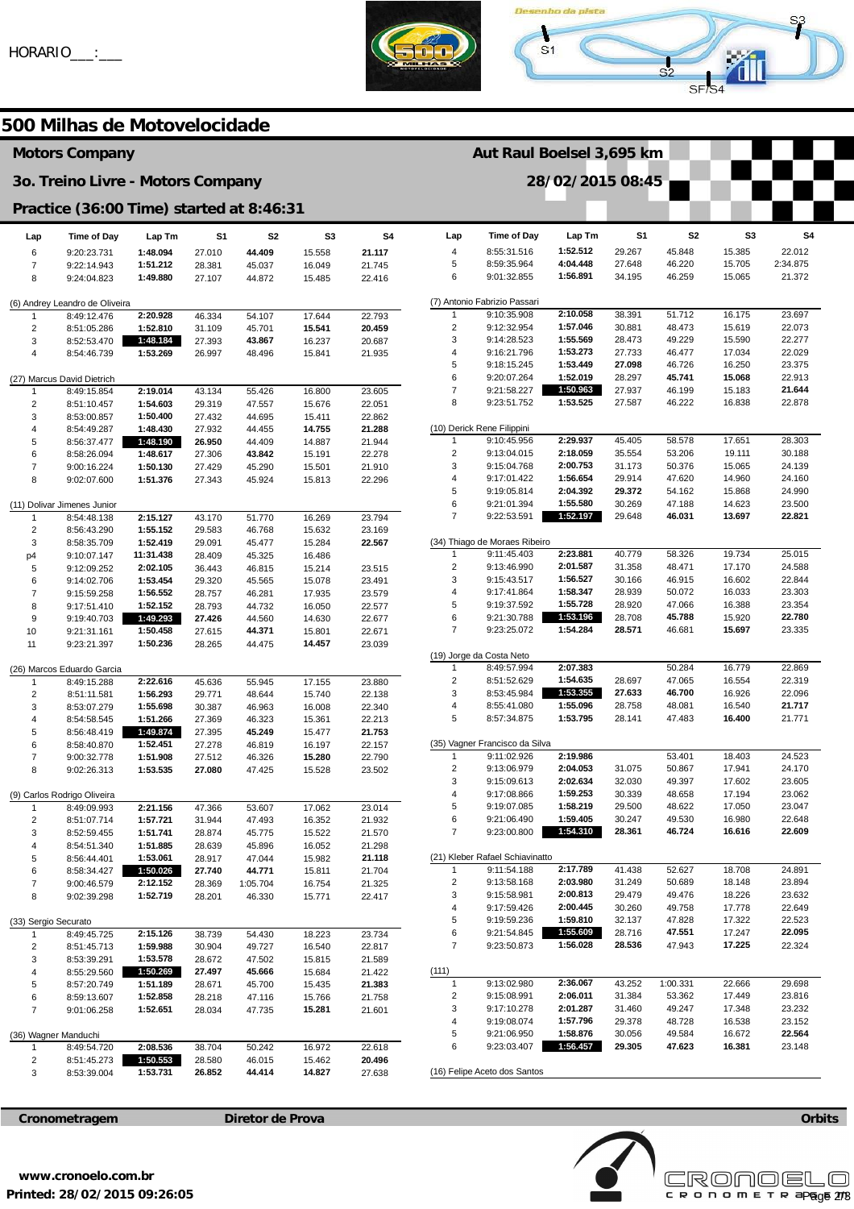HORARIO___:___

# 500 Milhas de Motovelocidade

## Motors Company

**Aut Raul Boelsel 3,695 km**

**3o. Treino Livre - Motors Company**

**28/02/2015 08:45**

**Practice (36:00 Time) started at 8:46:31**

| Lap | Time of Day | Lap Tm | S1 | S2 | S3 | S4 |
|---|---|---|---|---|---|---|
| 6 | 9:20:23.731 | **1:48.094** | 27.010 | **44.409** | 15.558 | **21.117** |
| 7 | 9:22:14.943 | 1:51.212 | 28.381 | 45.037 | 16.049 | 21.745 |
| 8 | 9:24:04.823 | 1:49.880 | 27.107 | 44.872 | 15.485 | 22.416 |
| **(6) Andrey Leandro de Oliveira** | | | | | | |
| 1 | 8:49:12.476 | 2:20.928 | 46.334 | 54.107 | 17.644 | 22.793 |
| 2 | 8:51:05.286 | 1:52.810 | 31.109 | 45.701 | **15.541** | **20.459** |
| 3 | 8:52:53.470 | **1:48.184** | 27.393 | **43.867** | 16.237 | 20.687 |
| 4 | 8:54:46.739 | 1:53.269 | 26.997 | 48.496 | 15.841 | 21.935 |
| **(27) Marcus David Dietrich** | | | | | | |
| 1 | 8:49:15.854 | 2:19.014 | 43.134 | 55.426 | 16.800 | 23.605 |
| 2 | 8:51:10.457 | 1:54.603 | 29.319 | 47.557 | 15.676 | 22.051 |
| 3 | 8:53:00.857 | 1:50.400 | 27.432 | 44.695 | 15.411 | 22.862 |
| 4 | 8:54:49.287 | 1:48.430 | 27.932 | 44.455 | **14.755** | **21.288** |
| 5 | 8:56:37.477 | **1:48.190** | **26.950** | 44.409 | 14.887 | 21.944 |
| 6 | 8:58:26.094 | 1:48.617 | 27.306 | **43.842** | 15.191 | 22.278 |
| 7 | 9:00:16.224 | 1:50.130 | 27.429 | 45.290 | 15.501 | 21.910 |
| 8 | 9:02:07.600 | 1:51.376 | 27.343 | 45.924 | 15.813 | 22.296 |
| **(11) Dolivar Jimenes Junior** | | | | | | |
| 1 | 8:54:48.138 | 2:15.127 | 43.170 | 51.770 | 16.269 | 23.794 |
| 2 | 8:56:43.290 | 1:55.152 | 29.583 | 46.768 | 15.632 | 23.169 |
| 3 | 8:58:35.709 | 1:52.419 | 29.091 | 45.477 | 15.284 | **22.567** |
| p4 | 9:10:07.147 | 11:31.438 | 28.409 | 45.325 | 16.486 | |
| 5 | 9:12:09.252 | 2:02.105 | 36.443 | 46.815 | 15.214 | 23.515 |
| 6 | 9:14:02.706 | 1:53.454 | 29.320 | 45.565 | 15.078 | 23.491 |
| 7 | 9:15:59.258 | 1:56.552 | 28.757 | 46.281 | 17.935 | 23.579 |
| 8 | 9:17:51.410 | 1:52.152 | 28.793 | 44.732 | 16.050 | 22.577 |
| 9 | 9:19:40.703 | **1:49.293** | **27.426** | 44.560 | 14.630 | 22.677 |
| 10 | 9:21:31.161 | 1:50.458 | 27.615 | **44.371** | 15.801 | 22.671 |
| 11 | 9:23:21.397 | 1:50.236 | 28.265 | 44.475 | **14.457** | 23.039 |
| **(26) Marcos Eduardo Garcia** | | | | | | |
| 1 | 8:49:15.288 | 2:22.616 | 45.636 | 55.945 | 17.155 | 23.880 |
| 2 | 8:51:11.581 | 1:56.293 | 29.771 | 48.644 | 15.740 | 22.138 |
| 3 | 8:53:07.279 | 1:55.698 | 30.387 | 46.963 | 16.008 | 22.340 |
| 4 | 8:54:58.545 | 1:51.266 | 27.369 | 46.323 | 15.361 | 22.213 |
| 5 | 8:56:48.419 | **1:49.874** | 27.395 | **45.249** | 15.477 | **21.753** |
| 6 | 8:58:40.870 | 1:52.451 | 27.278 | 46.819 | 16.197 | 22.157 |
| 7 | 9:00:32.778 | 1:51.908 | 27.512 | 46.326 | **15.280** | 22.790 |
| 8 | 9:02:26.313 | 1:53.535 | **27.080** | 47.425 | 15.528 | 23.502 |
| **(9) Carlos Rodrigo Oliveira** | | | | | | |
| 1 | 8:49:09.993 | 2:21.156 | 47.366 | 53.607 | 17.062 | 23.014 |
| 2 | 8:51:07.714 | 1:57.721 | 31.944 | 47.493 | 16.352 | 21.932 |
| 3 | 8:52:59.455 | 1:51.741 | 28.874 | 45.775 | 15.522 | 21.570 |
| 4 | 8:54:51.340 | 1:51.885 | 28.639 | 45.896 | 16.052 | 21.298 |
| 5 | 8:56:44.401 | 1:53.061 | 28.917 | 47.044 | 15.982 | **21.118** |
| 6 | 8:58:34.427 | **1:50.026** | **27.740** | **44.771** | 15.811 | 21.704 |
| 7 | 9:00:46.579 | 2:12.152 | 28.369 | 1:05.704 | 16.754 | 21.325 |
| 8 | 9:02:39.298 | 1:52.719 | 28.201 | 46.330 | 15.771 | 22.417 |
| **(33) Sergio Securato** | | | | | | |
| 1 | 8:49:45.725 | 2:15.126 | 38.739 | 54.430 | 18.223 | 23.734 |
| 2 | 8:51:45.713 | 1:59.988 | 30.904 | 49.727 | 16.540 | 22.817 |
| 3 | 8:53:39.291 | 1:53.578 | 28.672 | 47.502 | 15.815 | 21.589 |
| 4 | 8:55:29.560 | **1:50.269** | **27.497** | **45.666** | 15.684 | 21.422 |
| 5 | 8:57:20.749 | 1:51.189 | 28.671 | 45.700 | 15.435 | **21.383** |
| 6 | 8:59:13.607 | 1:52.858 | 28.218 | 47.116 | 15.766 | 21.758 |
| 7 | 9:01:06.258 | 1:52.651 | 28.034 | 47.735 | **15.281** | 21.601 |
| **(36) Wagner Manduchi** | | | | | | |
| 1 | 8:49:54.720 | 2:08.536 | 38.704 | 50.242 | 16.972 | 22.618 |
| 2 | 8:51:45.273 | **1:50.553** | 28.580 | 46.015 | 15.462 | **20.496** |
| 3 | 8:53:39.004 | 1:53.731 | **26.852** | **44.414** | **14.827** | 27.638 |
| 4 | 8:55:31.516 | **1:52.512** | 29.267 | 45.848 | 15.385 | 22.012 |
| 5 | 8:59:35.964 | 4:04.448 | 27.648 | 46.220 | 15.705 | 2:34.875 |
| 6 | 9:01:32.855 | 1:56.891 | 34.195 | 46.259 | 15.065 | 21.372 |
| **(7) Antonio Fabrizio Passari** | | | | | | |
| 1 | 9:10:35.908 | 2:10.058 | 38.391 | 51.712 | 16.175 | 23.697 |
| 2 | 9:12:32.954 | 1:57.046 | 30.881 | 48.473 | 15.619 | 22.073 |
| 3 | 9:14:28.523 | 1:55.569 | 28.473 | 49.229 | 15.590 | 22.277 |
| 4 | 9:16:21.796 | 1:53.273 | 27.733 | 46.477 | 17.034 | 22.029 |
| 5 | 9:18:15.245 | 1:53.449 | **27.098** | 46.726 | 16.250 | 23.375 |
| 6 | 9:20:07.264 | 1:52.019 | 28.297 | **45.741** | **15.068** | 22.913 |
| 7 | 9:21:58.227 | **1:50.963** | 27.937 | 46.199 | 15.183 | **21.644** |
| 8 | 9:23:51.752 | 1:53.525 | 27.587 | 46.222 | 16.838 | 22.878 |
| **(10) Derick Rene Filippini** | | | | | | |
| 1 | 9:10:45.956 | 2:29.937 | 45.405 | 58.578 | 17.651 | 28.303 |
| 2 | 9:13:04.015 | 2:18.059 | 35.554 | 53.206 | 19.111 | 30.188 |
| 3 | 9:15:04.768 | 2:00.753 | 31.173 | 50.376 | 15.065 | 24.139 |
| 4 | 9:17:01.422 | 1:56.654 | 29.914 | 47.620 | 14.960 | 24.160 |
| 5 | 9:19:05.814 | 2:04.392 | **29.372** | 54.162 | 15.868 | 24.990 |
| 6 | 9:21:01.394 | 1:55.580 | 30.269 | 47.188 | 14.623 | 23.500 |
| 7 | 9:22:53.591 | **1:52.197** | 29.648 | **46.031** | **13.697** | **22.821** |
| **(34) Thiago de Moraes Ribeiro** | | | | | | |
| 1 | 9:11:45.403 | 2:23.881 | 40.779 | 58.326 | 19.734 | 25.015 |
| 2 | 9:13:46.990 | 2:01.587 | 31.358 | 48.471 | 17.170 | 24.588 |
| 3 | 9:15:43.517 | 1:56.527 | 30.166 | 46.915 | 16.602 | 22.844 |
| 4 | 9:17:41.864 | 1:58.347 | 28.939 | 50.072 | 16.033 | 23.303 |
| 5 | 9:19:37.592 | 1:55.728 | 28.920 | 47.066 | 16.388 | 23.354 |
| 6 | 9:21:30.788 | **1:53.196** | 28.708 | **45.788** | 15.920 | **22.780** |
| 7 | 9:23:25.072 | 1:54.284 | **28.571** | 46.681 | **15.697** | 23.335 |
| **(19) Jorge da Costa Neto** | | | | | | |
| 1 | 8:49:57.994 | 2:07.383 | | 50.284 | 16.779 | 22.869 |
| 2 | 8:51:52.629 | 1:54.635 | 28.697 | 47.065 | 16.554 | 22.319 |
| 3 | 8:53:45.984 | **1:53.355** | **27.633** | **46.700** | 16.926 | 22.096 |
| 4 | 8:55:41.080 | 1:55.096 | 28.758 | 48.081 | 16.540 | **21.717** |
| 5 | 8:57:34.875 | 1:53.795 | 28.141 | 47.483 | **16.400** | 21.771 |
| **(35) Vagner Francisco da Silva** | | | | | | |
| 1 | 9:11:02.926 | 2:19.986 | | 53.401 | 18.403 | 24.523 |
| 2 | 9:13:06.979 | 2:04.053 | 31.075 | 50.867 | 17.941 | 24.170 |
| 3 | 9:15:09.613 | 2:02.634 | 32.030 | 49.397 | 17.602 | 23.605 |
| 4 | 9:17:08.866 | 1:59.253 | 30.339 | 48.658 | 17.194 | 23.062 |
| 5 | 9:19:07.085 | 1:58.219 | 29.500 | 48.622 | 17.050 | 23.047 |
| 6 | 9:21:06.490 | 1:59.405 | 30.247 | 49.530 | 16.980 | 22.648 |
| 7 | 9:23:00.800 | **1:54.310** | **28.361** | **46.724** | **16.616** | **22.609** |
| **(21) Kleber Rafael Schiavinatto** | | | | | | |
| 1 | 9:11:54.188 | 2:17.789 | 41.438 | 52.627 | 18.708 | 24.891 |
| 2 | 9:13:58.168 | 2:03.980 | 31.249 | 50.689 | 18.148 | 23.894 |
| 3 | 9:15:58.981 | 2:00.813 | 29.479 | 49.476 | 18.226 | 23.632 |
| 4 | 9:17:59.426 | 2:00.445 | 30.260 | 49.758 | 17.778 | 22.649 |
| 5 | 9:19:59.236 | 1:59.810 | 32.137 | 47.828 | 17.322 | 22.523 |
| 6 | 9:21:54.845 | **1:55.609** | 28.716 | **47.551** | 17.247 | **22.095** |
| 7 | 9:23:50.873 | 1:56.028 | **28.536** | 47.943 | **17.225** | 22.324 |
| **(111)** | | | | | | |
| 1 | 9:13:02.980 | 2:36.067 | 43.252 | 1:00.331 | 22.666 | 29.698 |
| 2 | 9:15:08.991 | 2:06.011 | 31.384 | 53.362 | 17.449 | 23.816 |
| 3 | 9:17:10.278 | 2:01.287 | 31.460 | 49.247 | 17.348 | 23.232 |
| 4 | 9:19:08.074 | 1:57.796 | 29.378 | 48.728 | 16.538 | 23.152 |
| 5 | 9:21:06.950 | 1:58.876 | 30.056 | 49.584 | 16.672 | **22.564** |
| 6 | 9:23:03.407 | **1:56.457** | **29.305** | **47.623** | **16.381** | 23.148 |
| **(16) Felipe Aceto dos Santos** | | | | | | |

**Cronometragem** | **Diretor de Prova** | **Orbits**

**www.cronoelo.com.br**

**Printed: 28/02/2015 09:26:05**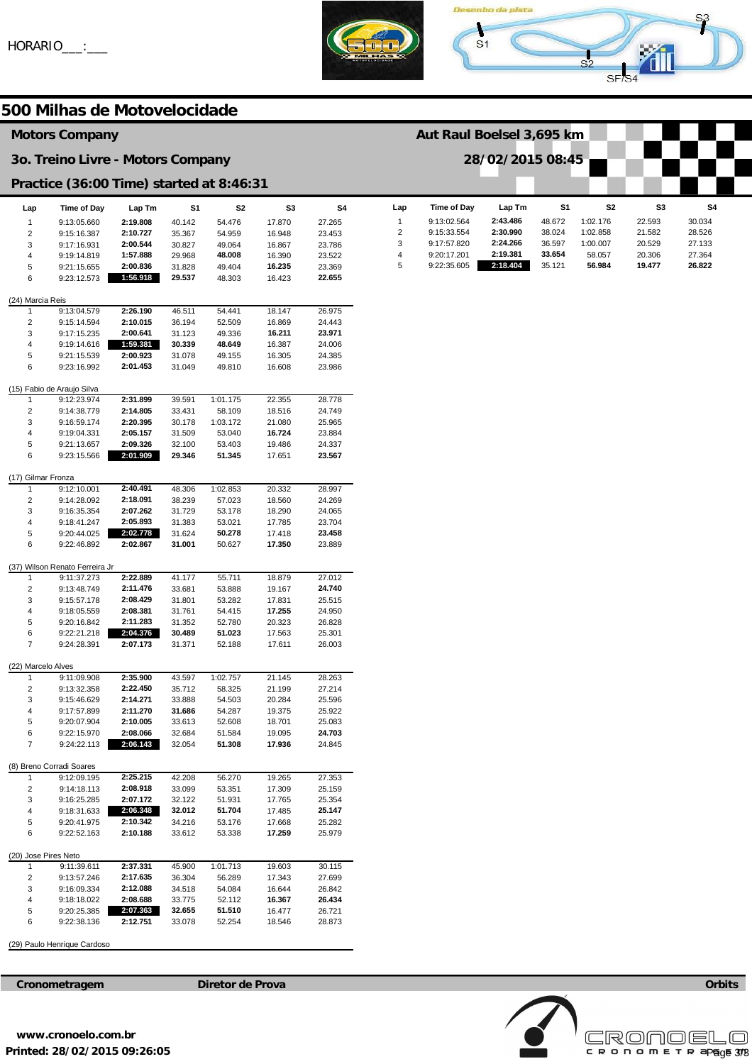HORARIO___:___

Desenho da pista

S1 S2 S3 SF/S4

# 500 Milhas de Motovelocidade

## Motors Company

**Aut Raul Boelsel 3,695 km**

### 3o. Treino Livre - Motors Company

**28/02/2015 08:45**

### Practice (36:00 Time) started at 8:46:31

| Lap | Time of Day | Lap Tm | S1 | S2 | S3 | S4 |
|---|---|---|---|---|---|---|
| 1 | 9:13:05.660 | **2:19.808** | 40.142 | 54.476 | 17.870 | 27.265 |
| 2 | 9:15:16.387 | **2:10.727** | 35.367 | 54.959 | 16.948 | 23.453 |
| 3 | 9:17:16.931 | **2:00.544** | 30.827 | 49.064 | 16.867 | 23.786 |
| 4 | 9:19:14.819 | **1:57.888** | 29.968 | **48.008** | 16.390 | 23.522 |
| 5 | 9:21:15.655 | **2:00.836** | 31.828 | 49.404 | **16.235** | 23.369 |
| 6 | 9:23:12.573 | **1:56.918** | **29.537** | 48.303 | 16.423 | **22.655** |

(24) Marcia Reis

| Lap | Time of Day | Lap Tm | S1 | S2 | S3 | S4 |
|---|---|---|---|---|---|---|
| 1 | 9:13:04.579 | **2:26.190** | 46.511 | 54.441 | 18.147 | 26.975 |
| 2 | 9:15:14.594 | **2:10.015** | 36.194 | 52.509 | 16.869 | 24.443 |
| 3 | 9:17:15.235 | **2:00.641** | 31.123 | 49.336 | **16.211** | **23.971** |
| 4 | 9:19:14.616 | **1:59.381** | **30.339** | **48.649** | 16.387 | 24.006 |
| 5 | 9:21:15.539 | **2:00.923** | 31.078 | 49.155 | 16.305 | 24.385 |
| 6 | 9:23:16.992 | **2:01.453** | 31.049 | 49.810 | 16.608 | 23.986 |

(15) Fabio de Araujo Silva

| Lap | Time of Day | Lap Tm | S1 | S2 | S3 | S4 |
|---|---|---|---|---|---|---|
| 1 | 9:12:23.974 | **2:31.899** | 39.591 | 1:01.175 | 22.355 | 28.778 |
| 2 | 9:14:38.779 | **2:14.805** | 33.431 | 58.109 | 18.516 | 24.749 |
| 3 | 9:16:59.174 | **2:20.395** | 30.178 | 1:03.172 | 21.080 | 25.965 |
| 4 | 9:19:04.331 | **2:05.157** | 31.509 | 53.040 | **16.724** | 23.884 |
| 5 | 9:21:13.657 | **2:09.326** | 32.100 | 53.403 | 19.486 | 24.337 |
| 6 | 9:23:15.566 | **2:01.909** | **29.346** | **51.345** | 17.651 | **23.567** |

(17) Gilmar Fronza

| Lap | Time of Day | Lap Tm | S1 | S2 | S3 | S4 |
|---|---|---|---|---|---|---|
| 1 | 9:12:10.001 | **2:40.491** | 48.306 | 1:02.853 | 20.332 | 28.997 |
| 2 | 9:14:28.092 | **2:18.091** | 38.239 | 57.023 | 18.560 | 24.269 |
| 3 | 9:16:35.354 | **2:07.262** | 31.729 | 53.178 | 18.290 | 24.065 |
| 4 | 9:18:41.247 | **2:05.893** | 31.383 | 53.021 | 17.785 | 23.704 |
| 5 | 9:20:44.025 | **2:02.778** | 31.624 | **50.278** | 17.418 | **23.458** |
| 6 | 9:22:46.892 | **2:02.867** | **31.001** | 50.627 | **17.350** | 23.889 |

(37) Wilson Renato Ferreira Jr

| Lap | Time of Day | Lap Tm | S1 | S2 | S3 | S4 |
|---|---|---|---|---|---|---|
| 1 | 9:11:37.273 | **2:22.889** | 41.177 | 55.711 | 18.879 | 27.012 |
| 2 | 9:13:48.749 | **2:11.476** | 33.681 | 53.888 | 19.167 | **24.740** |
| 3 | 9:15:57.178 | **2:08.429** | 31.801 | 53.282 | 17.831 | 25.515 |
| 4 | 9:18:05.559 | **2:08.381** | 31.761 | 54.415 | **17.255** | 24.950 |
| 5 | 9:20:16.842 | **2:11.283** | 31.352 | 52.780 | 20.323 | 26.828 |
| 6 | 9:22:21.218 | **2:04.376** | **30.489** | **51.023** | 17.563 | 25.301 |
| 7 | 9:24:28.391 | **2:07.173** | 31.371 | 52.188 | 17.611 | 26.003 |

(22) Marcelo Alves

| Lap | Time of Day | Lap Tm | S1 | S2 | S3 | S4 |
|---|---|---|---|---|---|---|
| 1 | 9:11:09.908 | **2:35.900** | 43.597 | 1:02.757 | 21.145 | 28.263 |
| 2 | 9:13:32.358 | **2:22.450** | 35.712 | 58.325 | 21.199 | 27.214 |
| 3 | 9:15:46.629 | **2:14.271** | 33.888 | 54.503 | 20.284 | 25.596 |
| 4 | 9:17:57.899 | **2:11.270** | **31.686** | 54.287 | 19.375 | 25.922 |
| 5 | 9:20:07.904 | **2:10.005** | 33.613 | 52.608 | 18.701 | 25.083 |
| 6 | 9:22:15.970 | **2:08.066** | 32.684 | 51.584 | 19.095 | **24.703** |
| 7 | 9:24:22.113 | **2:06.143** | 32.054 | **51.308** | **17.936** | 24.845 |

(8) Breno Corradi Soares

| Lap | Time of Day | Lap Tm | S1 | S2 | S3 | S4 |
|---|---|---|---|---|---|---|
| 1 | 9:12:09.195 | **2:25.215** | 42.208 | 56.270 | 19.265 | 27.353 |
| 2 | 9:14:18.113 | **2:08.918** | 33.099 | 53.351 | 17.309 | 25.159 |
| 3 | 9:16:25.285 | **2:07.172** | 32.122 | 51.931 | 17.765 | 25.354 |
| 4 | 9:18:31.633 | **2:06.348** | **32.012** | **51.704** | 17.485 | **25.147** |
| 5 | 9:20:41.975 | **2:10.342** | 34.216 | 53.176 | 17.668 | 25.282 |
| 6 | 9:22:52.163 | **2:10.188** | 33.612 | 53.338 | **17.259** | 25.979 |

(20) Jose Pires Neto

| Lap | Time of Day | Lap Tm | S1 | S2 | S3 | S4 |
|---|---|---|---|---|---|---|
| 1 | 9:11:39.611 | **2:37.331** | 45.900 | 1:01.713 | 19.603 | 30.115 |
| 2 | 9:13:57.246 | **2:17.635** | 36.304 | 56.289 | 17.343 | 27.699 |
| 3 | 9:16:09.334 | **2:12.088** | 34.518 | 54.084 | 16.644 | 26.842 |
| 4 | 9:18:18.022 | **2:08.688** | 33.775 | 52.112 | **16.367** | **26.434** |
| 5 | 9:20:25.385 | **2:07.363** | **32.655** | **51.510** | 16.477 | 26.721 |
| 6 | 9:22:38.136 | **2:12.751** | 33.078 | 52.254 | 18.546 | 28.873 |

(29) Paulo Henrique Cardoso

| Lap | Time of Day | Lap Tm | S1 | S2 | S3 | S4 |
|---|---|---|---|---|---|---|
| 1 | 9:13:02.564 | **2:43.486** | 48.672 | 1:02.176 | 22.593 | 30.034 |
| 2 | 9:15:33.554 | **2:30.990** | 38.024 | 1:02.858 | 21.582 | 28.526 |
| 3 | 9:17:57.820 | **2:24.266** | 36.597 | 1:00.007 | 20.529 | 27.133 |
| 4 | 9:20:17.201 | **2:19.381** | **33.654** | 58.057 | 20.306 | 27.364 |
| 5 | 9:22:35.605 | **2:18.404** | 35.121 | **56.984** | **19.477** | **26.822** |

**Cronometragem** **Diretor de Prova** **Orbits**

**www.cronoelo.com.br**

**Printed: 28/02/2015 09:26:05**

CRONOELO CRONOMETRAGEM